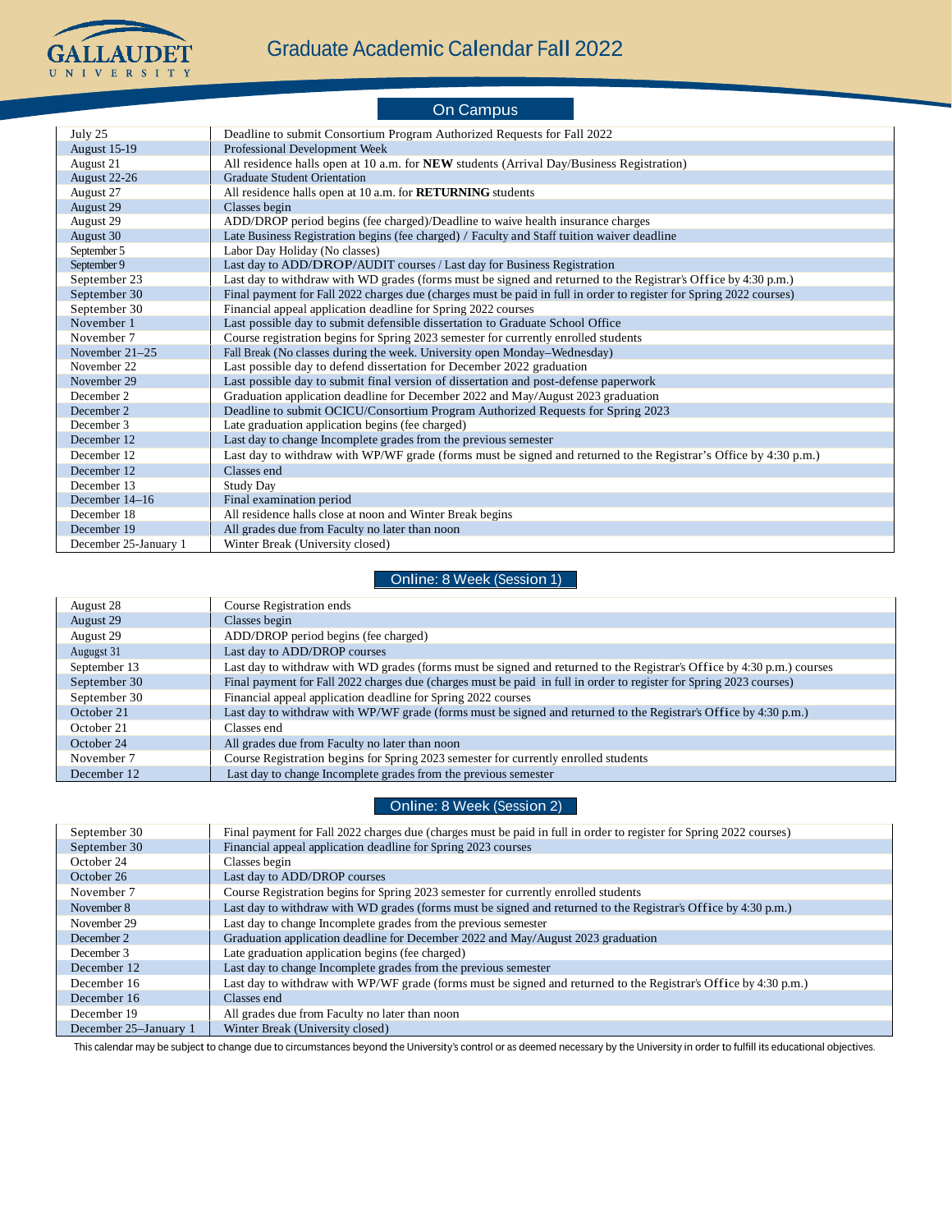# Graduate Academic Calendar Fall 2022

## On Campus

| | |
|---|---|
| July 25 | Deadline to submit Consortium Program Authorized Requests for Fall 2022 |
| August 15-19 | Professional Development Week |
| August 21 | All residence halls open at 10 a.m. for **NEW** students (Arrival Day/Business Registration) |
| August 22-26 | Graduate Student Orientation |
| August 27 | All residence halls open at 10 a.m. for **RETURNING** students |
| August 29 | Classes begin |
| August 29 | ADD/DROP period begins (fee charged)/Deadline to waive health insurance charges |
| August 30 | Late Business Registration begins (fee charged) / Faculty and Staff tuition waiver deadline |
| September 5 | Labor Day Holiday (No classes) |
| September 9 | Last day to ADD/DROP/AUDIT courses / Last day for Business Registration |
| September 23 | Last day to withdraw with WD grades (forms must be signed and returned to the Registrar's Office by 4:30 p.m.) |
| September 30 | Final payment for Fall 2022 charges due (charges must be paid in full in order to register for Spring 2022 courses) |
| September 30 | Financial appeal application deadline for Spring 2022 courses |
| November 1 | Last possible day to submit defensible dissertation to Graduate School Office |
| November 7 | Course registration begins for Spring 2023 semester for currently enrolled students |
| November 21–25 | Fall Break (No classes during the week. University open Monday–Wednesday) |
| November 22 | Last possible day to defend dissertation for December 2022 graduation |
| November 29 | Last possible day to submit final version of dissertation and post-defense paperwork |
| December 2 | Graduation application deadline for December 2022 and May/August 2023 graduation |
| December 2 | Deadline to submit OCICU/Consortium Program Authorized Requests for Spring 2023 |
| December 3 | Late graduation application begins (fee charged) |
| December 12 | Last day to change Incomplete grades from the previous semester |
| December 12 | Last day to withdraw with WP/WF grade (forms must be signed and returned to the Registrar's Office by 4:30 p.m.) |
| December 12 | Classes end |
| December 13 | Study Day |
| December 14–16 | Final examination period |
| December 18 | All residence halls close at noon and Winter Break begins |
| December 19 | All grades due from Faculty no later than noon |
| December 25-January 1 | Winter Break (University closed) |

## Online: 8 Week (Session 1)

| | |
|---|---|
| August 28 | Course Registration ends |
| August 29 | Classes begin |
| August 29 | ADD/DROP period begins (fee charged) |
| August 31 | Last day to ADD/DROP courses |
| September 13 | Last day to withdraw with WD grades (forms must be signed and returned to the Registrar's Office by 4:30 p.m.) courses |
| September 30 | Final payment for Fall 2022 charges due (charges must be paid in full in order to register for Spring 2023 courses) |
| September 30 | Financial appeal application deadline for Spring 2022 courses |
| October 21 | Last day to withdraw with WP/WF grade (forms must be signed and returned to the Registrar's Office by 4:30 p.m.) |
| October 21 | Classes end |
| October 24 | All grades due from Faculty no later than noon |
| November 7 | Course Registration begins for Spring 2023 semester for currently enrolled students |
| December 12 | Last day to change Incomplete grades from the previous semester |

## Online: 8 Week (Session 2)

| | |
|---|---|
| September 30 | Final payment for Fall 2022 charges due (charges must be paid in full in order to register for Spring 2022 courses) |
| September 30 | Financial appeal application deadline for Spring 2023 courses |
| October 24 | Classes begin |
| October 26 | Last day to ADD/DROP courses |
| November 7 | Course Registration begins for Spring 2023 semester for currently enrolled students |
| November 8 | Last day to withdraw with WD grades (forms must be signed and returned to the Registrar's Office by 4:30 p.m.) |
| November 29 | Last day to change Incomplete grades from the previous semester |
| December 2 | Graduation application deadline for December 2022 and May/August 2023 graduation |
| December 3 | Late graduation application begins (fee charged) |
| December 12 | Last day to change Incomplete grades from the previous semester |
| December 16 | Last day to withdraw with WP/WF grade (forms must be signed and returned to the Registrar's Office by 4:30 p.m.) |
| December 16 | Classes end |
| December 19 | All grades due from Faculty no later than noon |
| December 25–January 1 | Winter Break (University closed) |

This calendar may be subject to change due to circumstances beyond the University's control or as deemed necessary by the University in order to fulfill its educational objectives.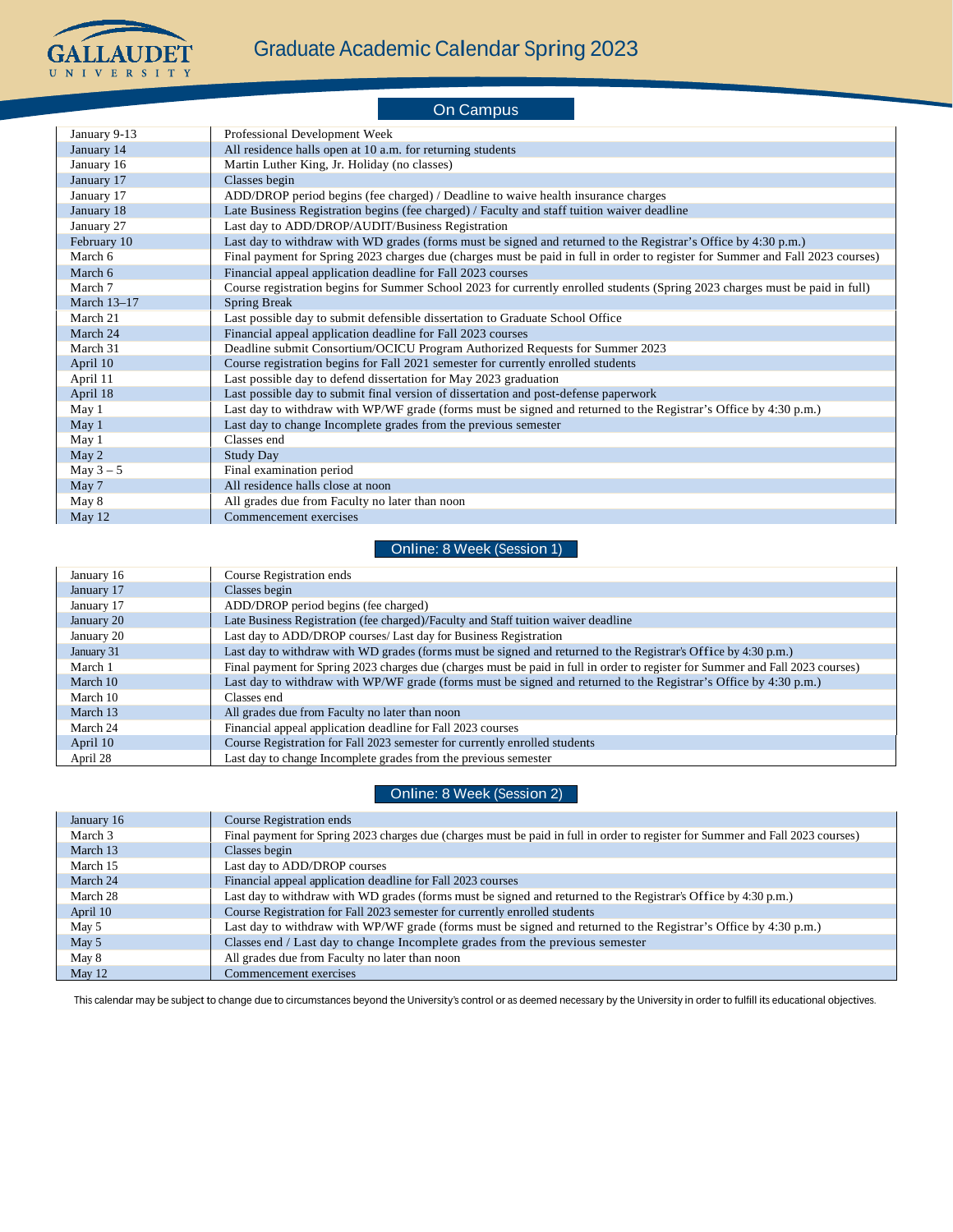# Graduate Academic Calendar Spring 2023

## On Campus

| | |
|---|---|
| January 9-13 | Professional Development Week |
| January 14 | All residence halls open at 10 a.m. for returning students |
| January 16 | Martin Luther King, Jr. Holiday (no classes) |
| January 17 | Classes begin |
| January 17 | ADD/DROP period begins (fee charged) / Deadline to waive health insurance charges |
| January 18 | Late Business Registration begins (fee charged) / Faculty and staff tuition waiver deadline |
| January 27 | Last day to ADD/DROP/AUDIT/Business Registration |
| February 10 | Last day to withdraw with WD grades (forms must be signed and returned to the Registrar's Office by 4:30 p.m.) |
| March 6 | Final payment for Spring 2023 charges due (charges must be paid in full in order to register for Summer and Fall 2023 courses) |
| March 6 | Financial appeal application deadline for Fall 2023 courses |
| March 7 | Course registration begins for Summer School 2023 for currently enrolled students (Spring 2023 charges must be paid in full) |
| March 13–17 | Spring Break |
| March 21 | Last possible day to submit defensible dissertation to Graduate School Office |
| March 24 | Financial appeal application deadline for Fall 2023 courses |
| March 31 | Deadline submit Consortium/OCICU Program Authorized Requests for Summer 2023 |
| April 10 | Course registration begins for Fall 2021 semester for currently enrolled students |
| April 11 | Last possible day to defend dissertation for May 2023 graduation |
| April 18 | Last possible day to submit final version of dissertation and post-defense paperwork |
| May 1 | Last day to withdraw with WP/WF grade (forms must be signed and returned to the Registrar's Office by 4:30 p.m.) |
| May 1 | Last day to change Incomplete grades from the previous semester |
| May 1 | Classes end |
| May 2 | Study Day |
| May 3 – 5 | Final examination period |
| May 7 | All residence halls close at noon |
| May 8 | All grades due from Faculty no later than noon |
| May 12 | Commencement exercises |

## Online: 8 Week (Session 1)

| | |
|---|---|
| January 16 | Course Registration ends |
| January 17 | Classes begin |
| January 17 | ADD/DROP period begins (fee charged) |
| January 20 | Late Business Registration (fee charged)/Faculty and Staff tuition waiver deadline |
| January 20 | Last day to ADD/DROP courses/ Last day for Business Registration |
| January 31 | Last day to withdraw with WD grades (forms must be signed and returned to the Registrar's Office by 4:30 p.m.) |
| March 1 | Final payment for Spring 2023 charges due (charges must be paid in full in order to register for Summer and Fall 2023 courses) |
| March 10 | Last day to withdraw with WP/WF grade (forms must be signed and returned to the Registrar's Office by 4:30 p.m.) |
| March 10 | Classes end |
| March 13 | All grades due from Faculty no later than noon |
| March 24 | Financial appeal application deadline for Fall 2023 courses |
| April 10 | Course Registration for Fall 2023 semester for currently enrolled students |
| April 28 | Last day to change Incomplete grades from the previous semester |

## Online: 8 Week (Session 2)

| | |
|---|---|
| January 16 | Course Registration ends |
| March 3 | Final payment for Spring 2023 charges due (charges must be paid in full in order to register for Summer and Fall 2023 courses) |
| March 13 | Classes begin |
| March 15 | Last day to ADD/DROP courses |
| March 24 | Financial appeal application deadline for Fall 2023 courses |
| March 28 | Last day to withdraw with WD grades (forms must be signed and returned to the Registrar's Office by 4:30 p.m.) |
| April 10 | Course Registration for Fall 2023 semester for currently enrolled students |
| May 5 | Last day to withdraw with WP/WF grade (forms must be signed and returned to the Registrar's Office by 4:30 p.m.) |
| May 5 | Classes end / Last day to change Incomplete grades from the previous semester |
| May 8 | All grades due from Faculty no later than noon |
| May 12 | Commencement exercises |

This calendar may be subject to change due to circumstances beyond the University's control or as deemed necessary by the University in order to fulfill its educational objectives.